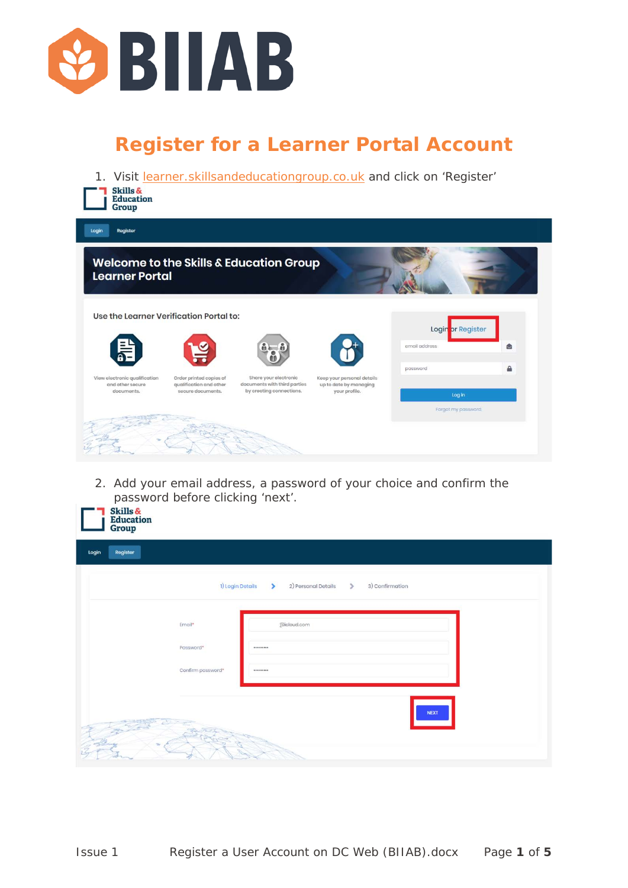# Register for a Learner Portal Account

1. Visit learner.skillsandeducationgroup.co.uk and click on 'Register'

2. Add your email address, a password of your choice and confirm the password before clicking 'next'.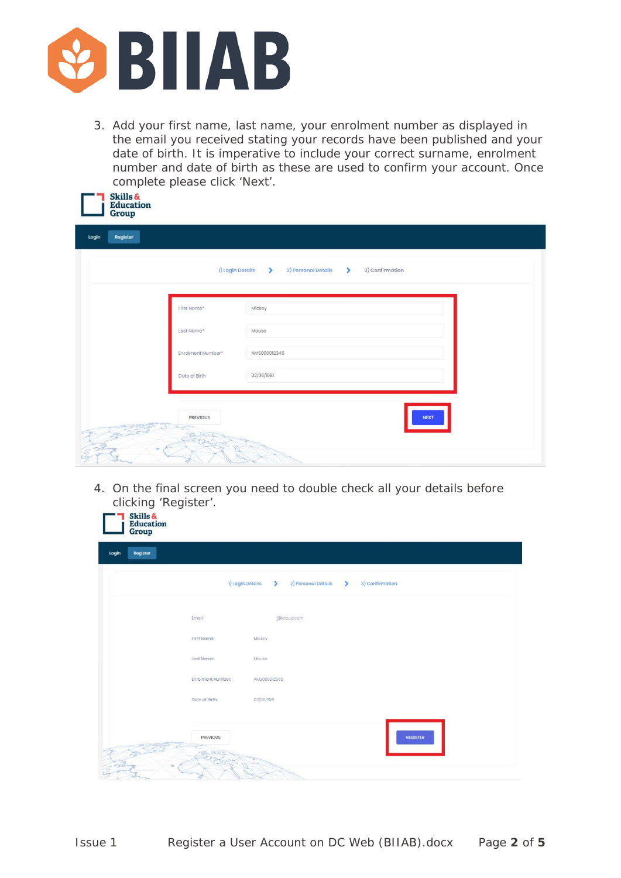3. Add your first name, last name, your enrolment number as displayed in the email you received stating your records have been published and your date of birth. It is imperative to include your correct surname, enrolment number and date of birth as these are used to confirm your account. Once complete please click 'Next'.

4. On the final screen you need to double check all your details before clicking 'Register'.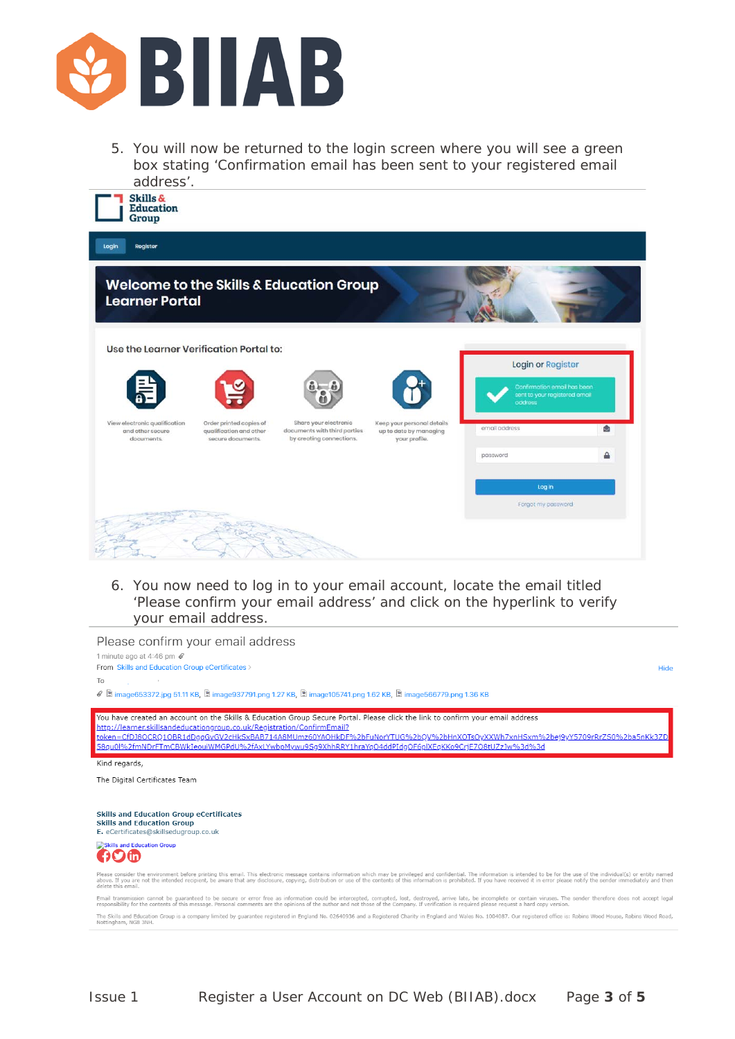5. You will now be returned to the login screen where you will see a green box stating 'Confirmation email has been sent to your registered email address'.

6. You now need to log in to your email account, locate the email titled 'Please confirm your email address' and click on the hyperlink to verify your email address.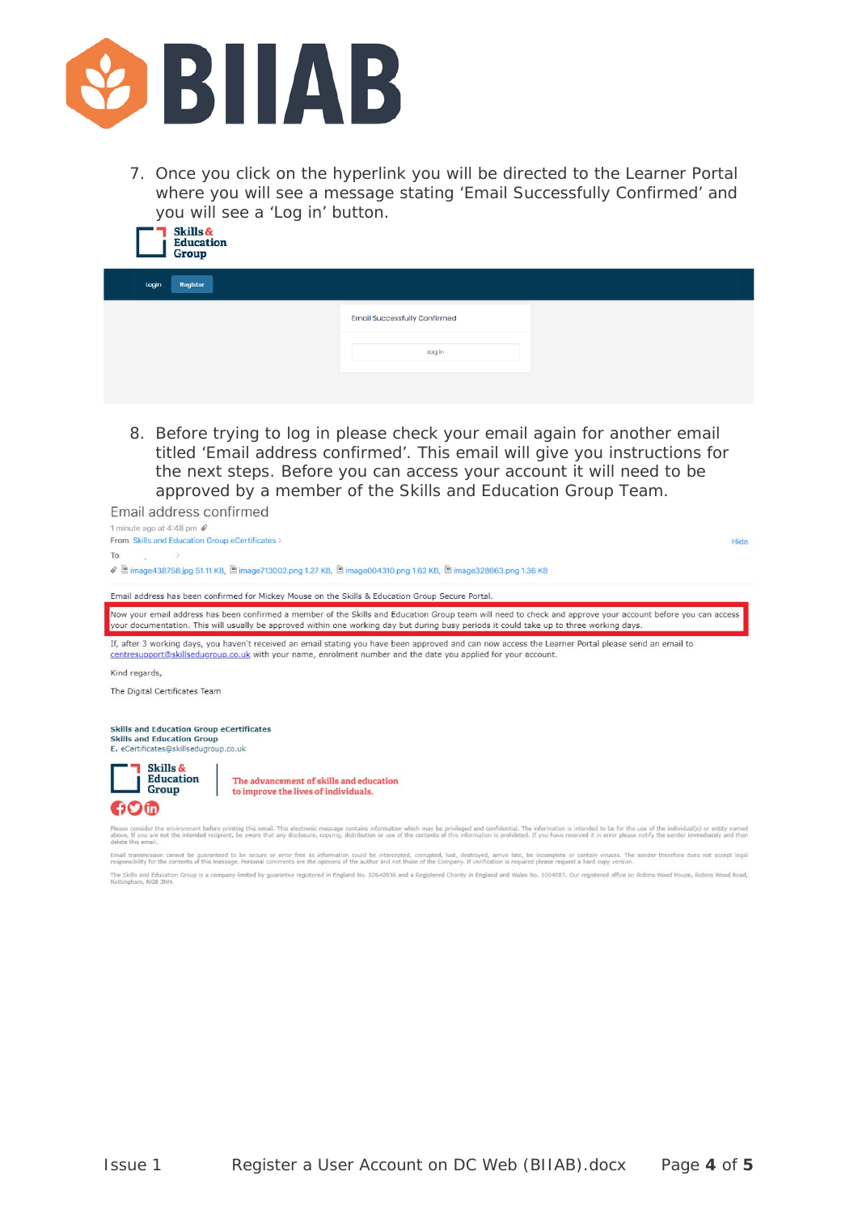7. Once you click on the hyperlink you will be directed to the Learner Portal where you will see a message stating 'Email Successfully Confirmed' and you will see a 'Log in' button.

Skills & Education Group

Login Register

Email Successfully Confirmed

Log in

8. Before trying to log in please check your email again for another email titled 'Email address confirmed'. This email will give you instructions for the next steps. Before you can access your account it will need to be approved by a member of the Skills and Education Group Team.

Email address confirmed

1 minute ago at 4:48 pm

From Skills and Education Group eCertificates

To

Hide

image438758.jpg 51.11 KB, image713002.png 1.27 KB, image004310.png 1.62 KB, image328663.png 1.36 KB

Email address has been confirmed for Mickey Mouse on the Skills & Education Group Secure Portal.

Now your email address has been confirmed a member of the Skills and Education Group team will need to check and approve your account before you can access your documentation. This will usually be approved within one working day but during busy periods it could take up to three working days.

If, after 3 working days, you haven't received an email stating you have been approved and can now access the Learner Portal please send an email to centresupport@skillsedugroup.co.uk with your name, enrolment number and the date you applied for your account.

Kind regards,

The Digital Certificates Team

**Skills and Education Group eCertificates**
**Skills and Education Group**
E. eCertificates@skillsedugroup.co.uk

Skills & Education Group — The advancement of skills and education to improve the lives of individuals.

Please consider the environment before printing this email. This electronic message contains information which may be privileged and confidential. The information is intended to be for the use of the individual(s) or entity named above. If you are not the intended recipient, be aware that any disclosure, copying, distribution or use of the contents of this information is prohibited. If you have received it in error please notify the sender immediately and then delete this email.

Email transmission cannot be guaranteed to be secure or error free as information could be intercepted, corrupted, lost, destroyed, arrive late, be incomplete or contain viruses. The sender therefore does not accept legal responsibility for the contents of this message. Personal comments are the opinions of the author and not those of the Company. If verification is required please request a hard copy version.

The Skills and Education Group is a company limited by guarantee registered in England No. 02640936 and a Registered Charity in England and Wales No. 1004087. Our registered office is: Robins Wood House, Robins Wood Road, Nottingham, NG8 3NH.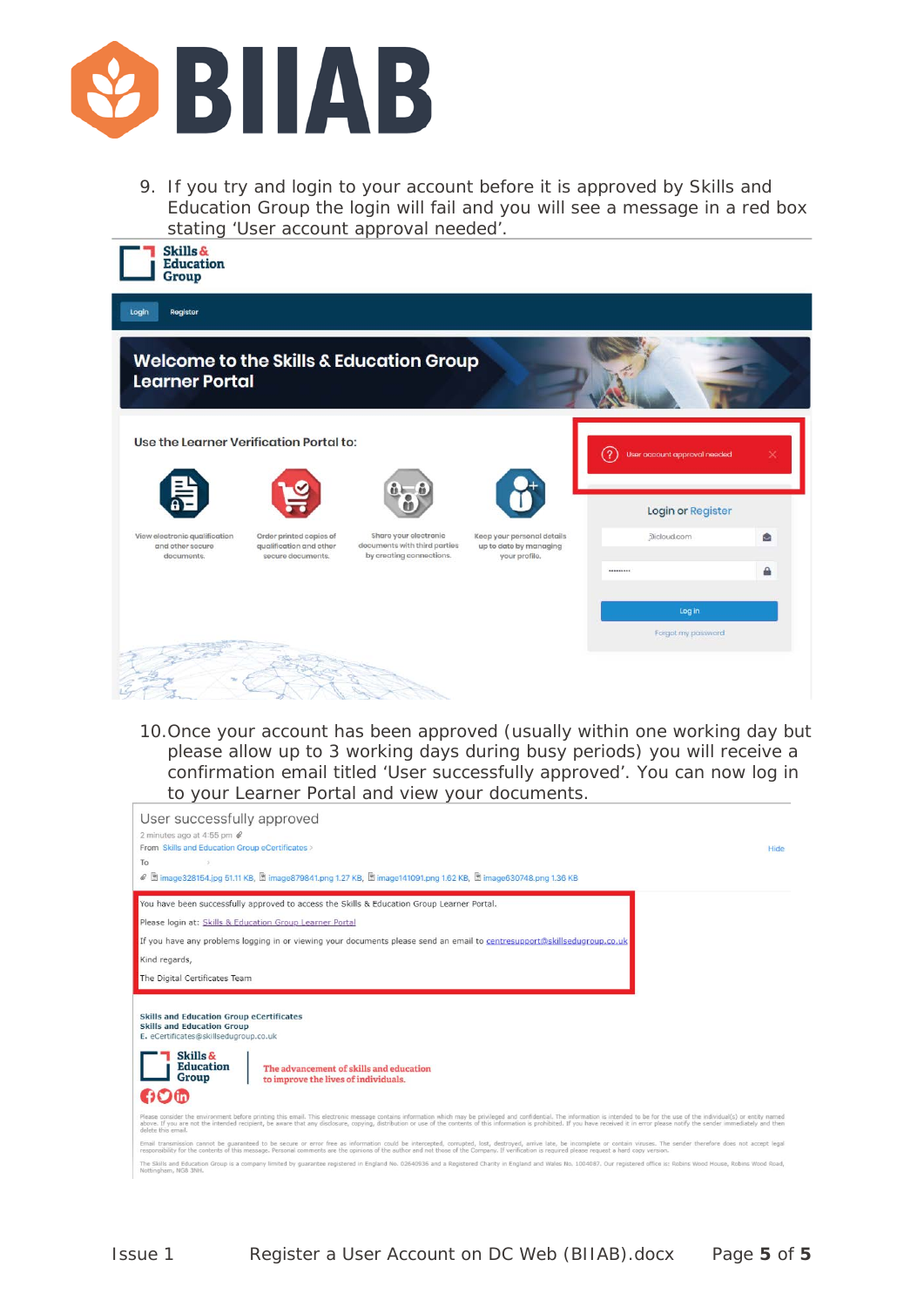9. If you try and login to your account before it is approved by Skills and Education Group the login will fail and you will see a message in a red box stating 'User account approval needed'.

10. Once your account has been approved (usually within one working day but please allow up to 3 working days during busy periods) you will receive a confirmation email titled 'User successfully approved'. You can now log in to your Learner Portal and view your documents.